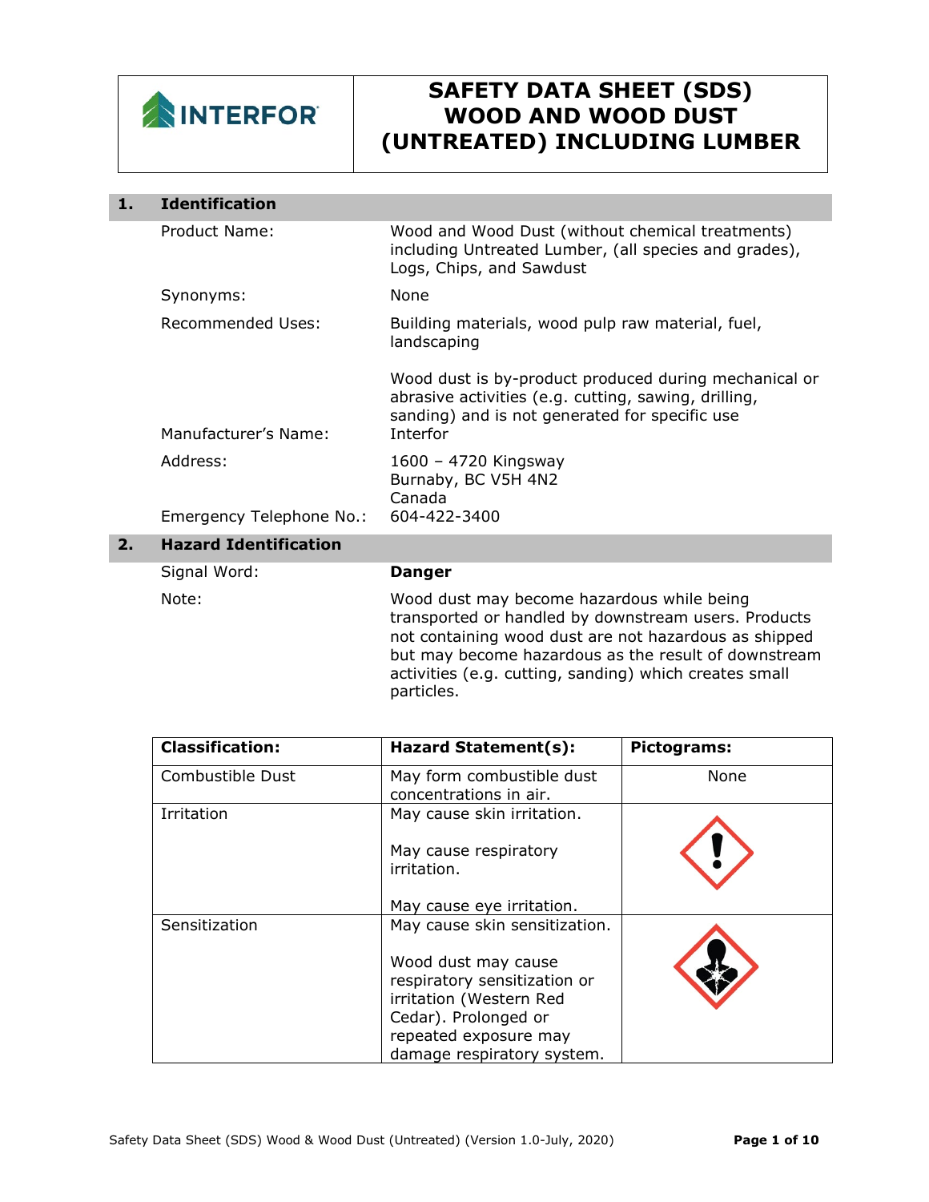**INTERFOR**

# SAFETY DATA SHEET (SDS) WOOD AND WOOD DUST (UNTREATED) INCLUDING LUMBER

## 1. Identification

| | |
|---|---|
| Product Name: | Wood and Wood Dust (without chemical treatments) including Untreated Lumber, (all species and grades), Logs, Chips, and Sawdust |
| Synonyms: | None |
| Recommended Uses: | Building materials, wood pulp raw material, fuel, landscaping<br><br>Wood dust is by-product produced during mechanical or abrasive activities (e.g. cutting, sawing, drilling, sanding) and is not generated for specific use |
| Manufacturer's Name: | Interfor |
| Address: | 1600 – 4720 Kingsway<br>Burnaby, BC V5H 4N2<br>Canada |
| Emergency Telephone No.: | 604-422-3400 |

## 2. Hazard Identification

| | |
|---|---|
| Signal Word: | **Danger** |
| Note: | Wood dust may become hazardous while being transported or handled by downstream users. Products not containing wood dust are not hazardous as shipped but may become hazardous as the result of downstream activities (e.g. cutting, sanding) which creates small particles. |

| Classification: | Hazard Statement(s): | Pictograms: |
|---|---|---|
| Combustible Dust | May form combustible dust concentrations in air. | None |
| Irritation | May cause skin irritation.<br><br>May cause respiratory irritation.<br><br>May cause eye irritation. | (Exclamation mark) |
| Sensitization | May cause skin sensitization.<br><br>Wood dust may cause respiratory sensitization or irritation (Western Red Cedar). Prolonged or repeated exposure may damage respiratory system. | (Health hazard) |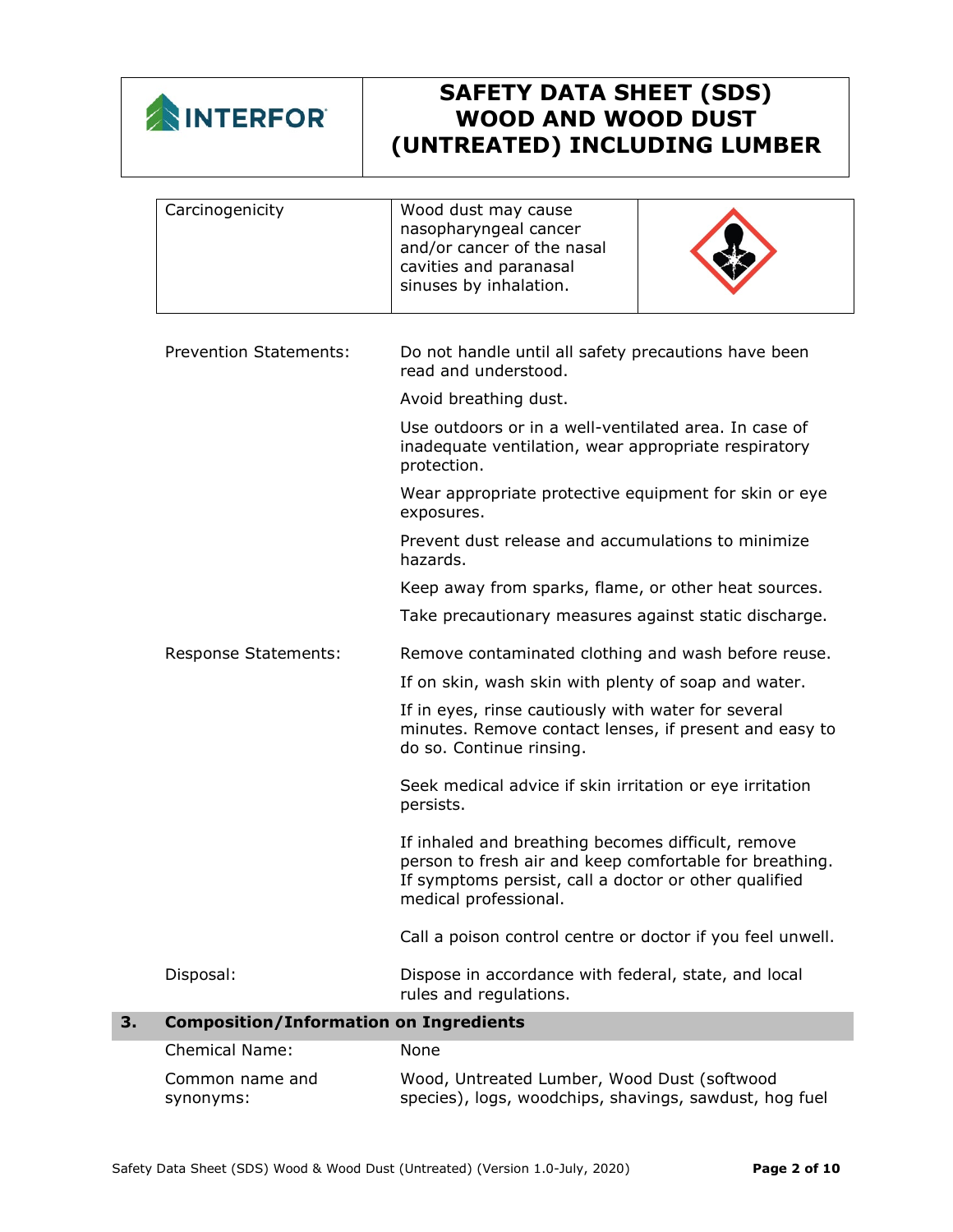| Carcinogenicity | Wood dust may cause nasopharyngeal cancer and/or cancer of the nasal cavities and paranasal sinuses by inhalation. | |
|---|---|---|

**Prevention Statements:**

Do not handle until all safety precautions have been read and understood.

Avoid breathing dust.

Use outdoors or in a well-ventilated area. In case of inadequate ventilation, wear appropriate respiratory protection.

Wear appropriate protective equipment for skin or eye exposures.

Prevent dust release and accumulations to minimize hazards.

Keep away from sparks, flame, or other heat sources.

Take precautionary measures against static discharge.

**Response Statements:**

Remove contaminated clothing and wash before reuse.

If on skin, wash skin with plenty of soap and water.

If in eyes, rinse cautiously with water for several minutes. Remove contact lenses, if present and easy to do so. Continue rinsing.

Seek medical advice if skin irritation or eye irritation persists.

If inhaled and breathing becomes difficult, remove person to fresh air and keep comfortable for breathing. If symptoms persist, call a doctor or other qualified medical professional.

Call a poison control centre or doctor if you feel unwell.

**Disposal:**

Dispose in accordance with federal, state, and local rules and regulations.

## 3. Composition/Information on Ingredients

Chemical Name: None

Common name and synonyms: Wood, Untreated Lumber, Wood Dust (softwood species), logs, woodchips, shavings, sawdust, hog fuel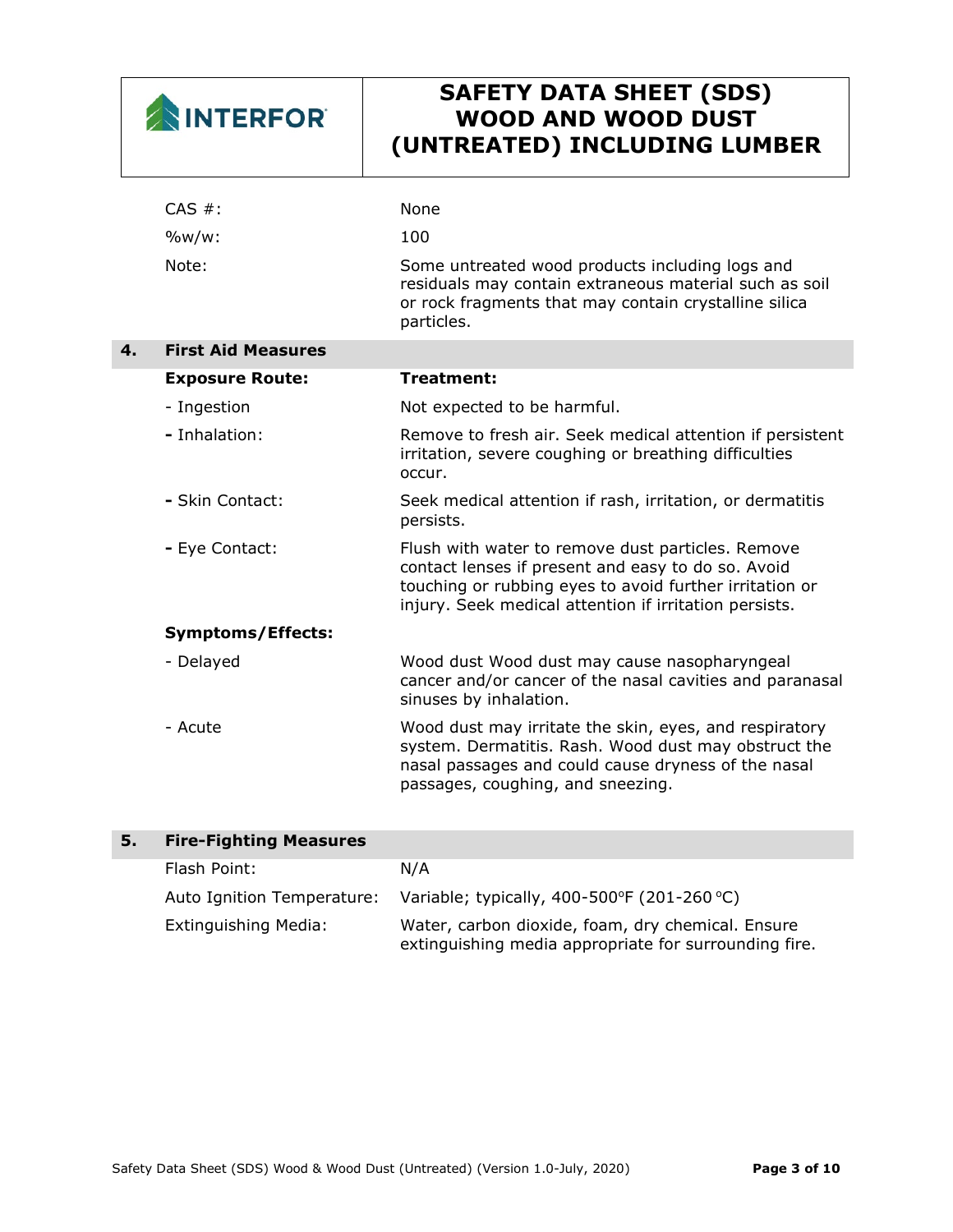| | |
|---|---|
| CAS #: | None |
| %w/w: | 100 |
| Note: | Some untreated wood products including logs and residuals may contain extraneous material such as soil or rock fragments that may contain crystalline silica particles. |

## 4. First Aid Measures

| **Exposure Route:** | **Treatment:** |
|---|---|
| - Ingestion | Not expected to be harmful. |
| - Inhalation: | Remove to fresh air. Seek medical attention if persistent irritation, severe coughing or breathing difficulties occur. |
| - Skin Contact: | Seek medical attention if rash, irritation, or dermatitis persists. |
| - Eye Contact: | Flush with water to remove dust particles. Remove contact lenses if present and easy to do so. Avoid touching or rubbing eyes to avoid further irritation or injury. Seek medical attention if irritation persists. |

**Symptoms/Effects:**

| | |
|---|---|
| - Delayed | Wood dust Wood dust may cause nasopharyngeal cancer and/or cancer of the nasal cavities and paranasal sinuses by inhalation. |
| - Acute | Wood dust may irritate the skin, eyes, and respiratory system. Dermatitis. Rash. Wood dust may obstruct the nasal passages and could cause dryness of the nasal passages, coughing, and sneezing. |

## 5. Fire-Fighting Measures

| | |
|---|---|
| Flash Point: | N/A |
| Auto Ignition Temperature: | Variable; typically, 400-500°F (201-260 °C) |
| Extinguishing Media: | Water, carbon dioxide, foam, dry chemical. Ensure extinguishing media appropriate for surrounding fire. |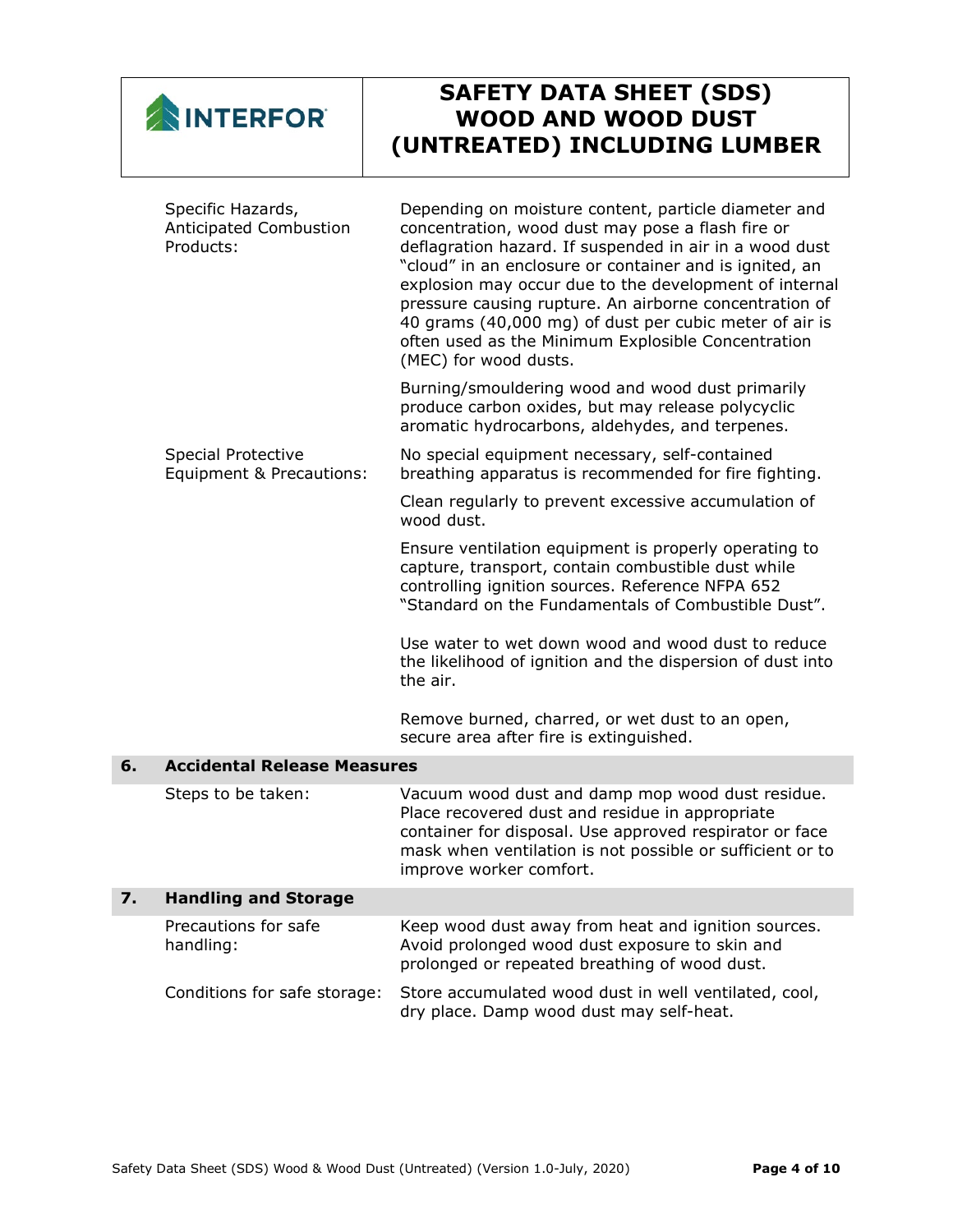| | |
|---|---|
| Specific Hazards, Anticipated Combustion Products: | Depending on moisture content, particle diameter and concentration, wood dust may pose a flash fire or deflagration hazard. If suspended in air in a wood dust "cloud" in an enclosure or container and is ignited, an explosion may occur due to the development of internal pressure causing rupture. An airborne concentration of 40 grams (40,000 mg) of dust per cubic meter of air is often used as the Minimum Explosible Concentration (MEC) for wood dusts.<br><br>Burning/smouldering wood and wood dust primarily produce carbon oxides, but may release polycyclic aromatic hydrocarbons, aldehydes, and terpenes. |
| Special Protective Equipment & Precautions: | No special equipment necessary, self-contained breathing apparatus is recommended for fire fighting.<br><br>Clean regularly to prevent excessive accumulation of wood dust.<br><br>Ensure ventilation equipment is properly operating to capture, transport, contain combustible dust while controlling ignition sources. Reference NFPA 652 "Standard on the Fundamentals of Combustible Dust".<br><br>Use water to wet down wood and wood dust to reduce the likelihood of ignition and the dispersion of dust into the air.<br><br>Remove burned, charred, or wet dust to an open, secure area after fire is extinguished. |

## 6. Accidental Release Measures

| | |
|---|---|
| Steps to be taken: | Vacuum wood dust and damp mop wood dust residue. Place recovered dust and residue in appropriate container for disposal. Use approved respirator or face mask when ventilation is not possible or sufficient or to improve worker comfort. |

## 7. Handling and Storage

| | |
|---|---|
| Precautions for safe handling: | Keep wood dust away from heat and ignition sources. Avoid prolonged wood dust exposure to skin and prolonged or repeated breathing of wood dust. |
| Conditions for safe storage: | Store accumulated wood dust in well ventilated, cool, dry place. Damp wood dust may self-heat. |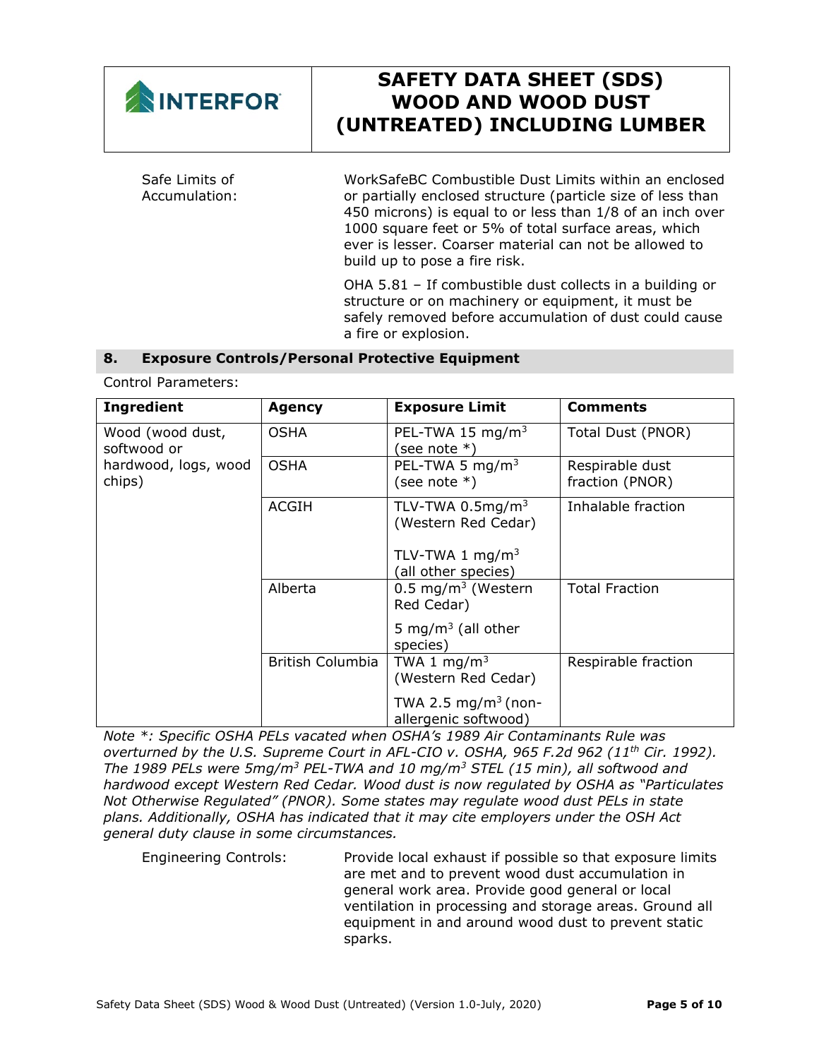Safe Limits of Accumulation: WorkSafeBC Combustible Dust Limits within an enclosed or partially enclosed structure (particle size of less than 450 microns) is equal to or less than 1/8 of an inch over 1000 square feet or 5% of total surface areas, which ever is lesser. Coarser material can not be allowed to build up to pose a fire risk.

OHA 5.81 – If combustible dust collects in a building or structure or on machinery or equipment, it must be safely removed before accumulation of dust could cause a fire or explosion.

## 8. Exposure Controls/Personal Protective Equipment

Control Parameters:

| Ingredient | Agency | Exposure Limit | Comments |
|---|---|---|---|
| Wood (wood dust, softwood or hardwood, logs, wood chips) | OSHA | PEL-TWA 15 $mg/m^3$ (see note *) | Total Dust (PNOR) |
| | OSHA | PEL-TWA 5 $mg/m^3$ (see note *) | Respirable dust fraction (PNOR) |
| | ACGIH | TLV-TWA 0.5$mg/m^3$ (Western Red Cedar)<br>TLV-TWA 1 $mg/m^3$ (all other species) | Inhalable fraction |
| | Alberta | 0.5 $mg/m^3$ (Western Red Cedar)<br>5 $mg/m^3$ (all other species) | Total Fraction |
| | British Columbia | TWA 1 $mg/m^3$ (Western Red Cedar)<br>TWA 2.5 $mg/m^3$ (non-allergenic softwood) | Respirable fraction |

*Note *: Specific OSHA PELs vacated when OSHA's 1989 Air Contaminants Rule was overturned by the U.S. Supreme Court in AFL-CIO v. OSHA, 965 F.2d 962 (11th Cir. 1992). The 1989 PELs were 5mg/m$^3$ PEL-TWA and 10 mg/m$^3$ STEL (15 min), all softwood and hardwood except Western Red Cedar. Wood dust is now regulated by OSHA as "Particulates Not Otherwise Regulated" (PNOR). Some states may regulate wood dust PELs in state plans. Additionally, OSHA has indicated that it may cite employers under the OSH Act general duty clause in some circumstances.*

Engineering Controls: Provide local exhaust if possible so that exposure limits are met and to prevent wood dust accumulation in general work area. Provide good general or local ventilation in processing and storage areas. Ground all equipment in and around wood dust to prevent static sparks.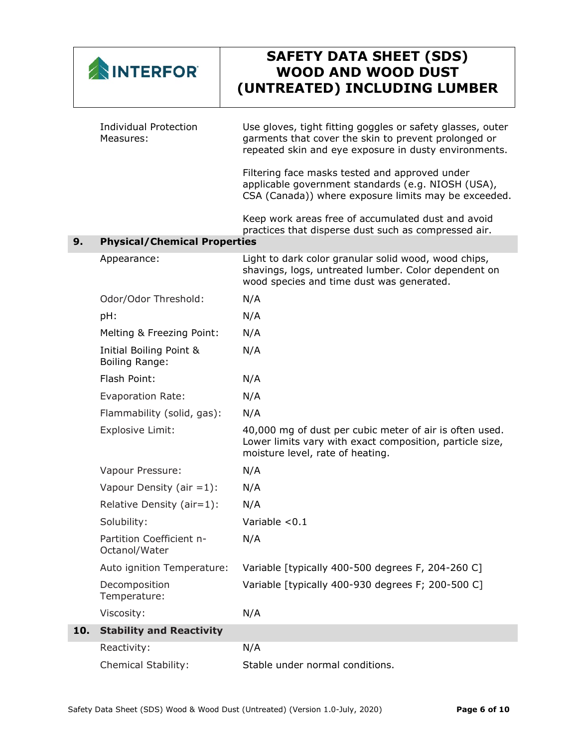| | |
|---|---|
| Individual Protection Measures: | Use gloves, tight fitting goggles or safety glasses, outer garments that cover the skin to prevent prolonged or repeated skin and eye exposure in dusty environments.<br><br>Filtering face masks tested and approved under applicable government standards (e.g. NIOSH (USA), CSA (Canada)) where exposure limits may be exceeded.<br><br>Keep work areas free of accumulated dust and avoid practices that disperse dust such as compressed air. |

## 9. Physical/Chemical Properties

| | |
|---|---|
| Appearance: | Light to dark color granular solid wood, wood chips, shavings, logs, untreated lumber. Color dependent on wood species and time dust was generated. |
| Odor/Odor Threshold: | N/A |
| pH: | N/A |
| Melting & Freezing Point: | N/A |
| Initial Boiling Point & Boiling Range: | N/A |
| Flash Point: | N/A |
| Evaporation Rate: | N/A |
| Flammability (solid, gas): | N/A |
| Explosive Limit: | 40,000 mg of dust per cubic meter of air is often used. Lower limits vary with exact composition, particle size, moisture level, rate of heating. |
| Vapour Pressure: | N/A |
| Vapour Density (air =1): | N/A |
| Relative Density (air=1): | N/A |
| Solubility: | Variable <0.1 |
| Partition Coefficient n-Octanol/Water | N/A |
| Auto ignition Temperature: | Variable [typically 400-500 degrees F, 204-260 C] |
| Decomposition Temperature: | Variable [typically 400-930 degrees F; 200-500 C] |
| Viscosity: | N/A |

## 10. Stability and Reactivity

| | |
|---|---|
| Reactivity: | N/A |
| Chemical Stability: | Stable under normal conditions. |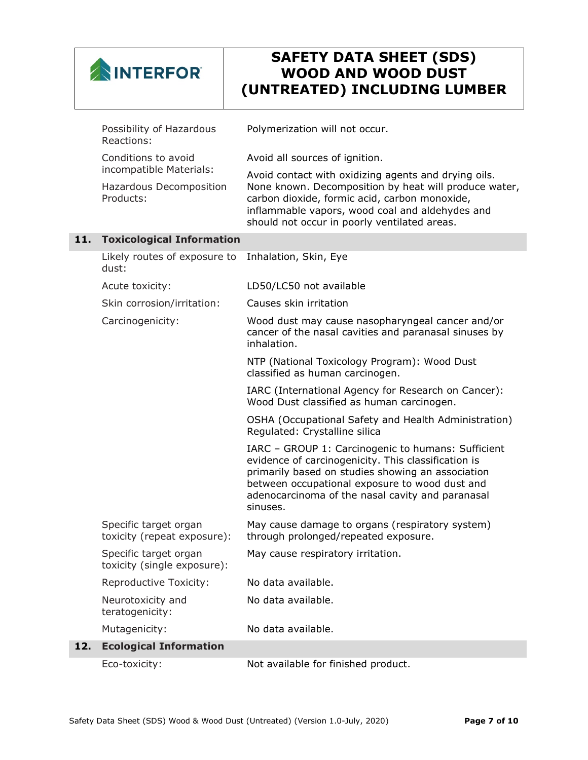| | |
|---|---|
| Possibility of Hazardous Reactions: | Polymerization will not occur. |
| Conditions to avoid | Avoid all sources of ignition. |
| incompatible Materials: | Avoid contact with oxidizing agents and drying oils. |
| Hazardous Decomposition Products: | None known. Decomposition by heat will produce water, carbon dioxide, formic acid, carbon monoxide, inflammable vapors, wood coal and aldehydes and should not occur in poorly ventilated areas. |

## 11. Toxicological Information

| | |
|---|---|
| Likely routes of exposure to dust: | Inhalation, Skin, Eye |
| Acute toxicity: | LD50/LC50 not available |
| Skin corrosion/irritation: | Causes skin irritation |
| Carcinogenicity: | Wood dust may cause nasopharyngeal cancer and/or cancer of the nasal cavities and paranasal sinuses by inhalation. |
| | NTP (National Toxicology Program): Wood Dust classified as human carcinogen. |
| | IARC (International Agency for Research on Cancer): Wood Dust classified as human carcinogen. |
| | OSHA (Occupational Safety and Health Administration) Regulated: Crystalline silica |
| | IARC – GROUP 1: Carcinogenic to humans: Sufficient evidence of carcinogenicity. This classification is primarily based on studies showing an association between occupational exposure to wood dust and adenocarcinoma of the nasal cavity and paranasal sinuses. |
| Specific target organ toxicity (repeat exposure): | May cause damage to organs (respiratory system) through prolonged/repeated exposure. |
| Specific target organ toxicity (single exposure): | May cause respiratory irritation. |
| Reproductive Toxicity: | No data available. |
| Neurotoxicity and teratogenicity: | No data available. |
| Mutagenicity: | No data available. |

## 12. Ecological Information

| | |
|---|---|
| Eco-toxicity: | Not available for finished product. |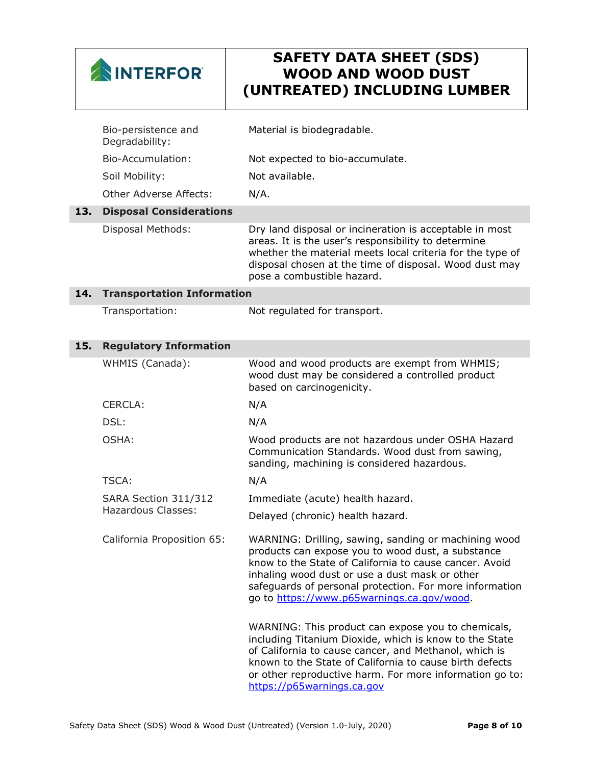| | |
|---|---|
| Bio-persistence and Degradability: | Material is biodegradable. |
| Bio-Accumulation: | Not expected to bio-accumulate. |
| Soil Mobility: | Not available. |
| Other Adverse Affects: | N/A. |

## 13. Disposal Considerations

| | |
|---|---|
| Disposal Methods: | Dry land disposal or incineration is acceptable in most areas. It is the user's responsibility to determine whether the material meets local criteria for the type of disposal chosen at the time of disposal. Wood dust may pose a combustible hazard. |

## 14. Transportation Information

| | |
|---|---|
| Transportation: | Not regulated for transport. |

## 15. Regulatory Information

| | |
|---|---|
| WHMIS (Canada): | Wood and wood products are exempt from WHMIS; wood dust may be considered a controlled product based on carcinogenicity. |
| CERCLA: | N/A |
| DSL: | N/A |
| OSHA: | Wood products are not hazardous under OSHA Hazard Communication Standards. Wood dust from sawing, sanding, machining is considered hazardous. |
| TSCA: | N/A |
| SARA Section 311/312 Hazardous Classes: | Immediate (acute) health hazard.<br>Delayed (chronic) health hazard. |
| California Proposition 65: | WARNING: Drilling, sawing, sanding or machining wood products can expose you to wood dust, a substance know to the State of California to cause cancer. Avoid inhaling wood dust or use a dust mask or other safeguards of personal protection. For more information go to https://www.p65warnings.ca.gov/wood.<br><br>WARNING: This product can expose you to chemicals, including Titanium Dioxide, which is know to the State of California to cause cancer, and Methanol, which is known to the State of California to cause birth defects or other reproductive harm. For more information go to: https://p65warnings.ca.gov |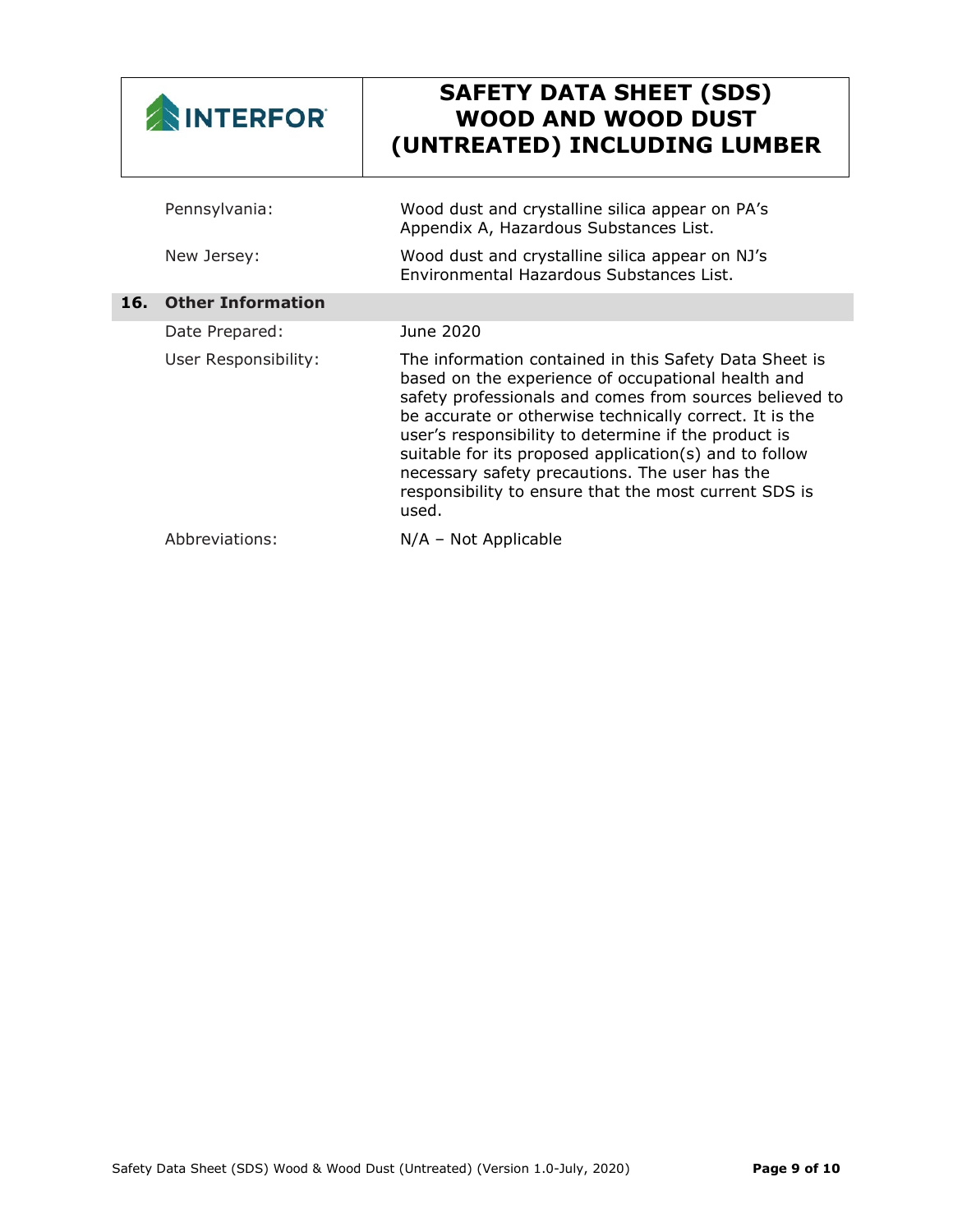| | |
|---|---|
| Pennsylvania: | Wood dust and crystalline silica appear on PA's Appendix A, Hazardous Substances List. |
| New Jersey: | Wood dust and crystalline silica appear on NJ's Environmental Hazardous Substances List. |

## 16. Other Information

| | |
|---|---|
| Date Prepared: | June 2020 |
| User Responsibility: | The information contained in this Safety Data Sheet is based on the experience of occupational health and safety professionals and comes from sources believed to be accurate or otherwise technically correct. It is the user's responsibility to determine if the product is suitable for its proposed application(s) and to follow necessary safety precautions. The user has the responsibility to ensure that the most current SDS is used. |
| Abbreviations: | N/A – Not Applicable |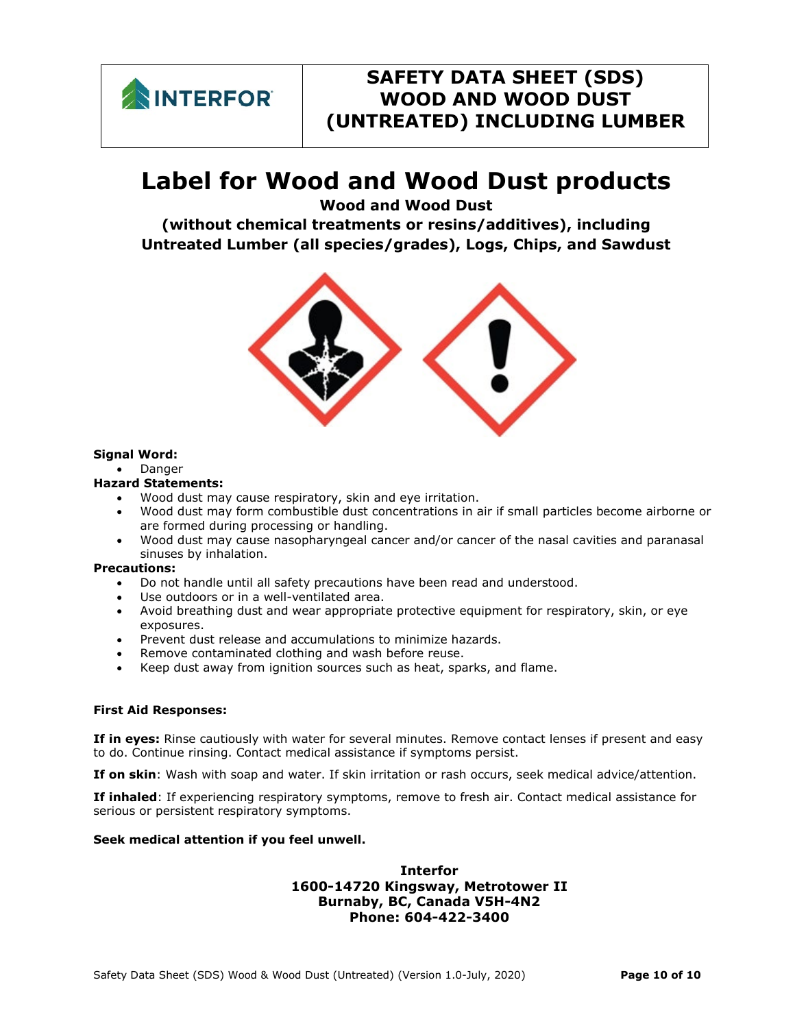# Label for Wood and Wood Dust products

**Wood and Wood Dust**

**(without chemical treatments or resins/additives), including Untreated Lumber (all species/grades), Logs, Chips, and Sawdust**

**Signal Word:**

- Danger

**Hazard Statements:**

- Wood dust may cause respiratory, skin and eye irritation.
- Wood dust may form combustible dust concentrations in air if small particles become airborne or are formed during processing or handling.
- Wood dust may cause nasopharyngeal cancer and/or cancer of the nasal cavities and paranasal sinuses by inhalation.

**Precautions:**

- Do not handle until all safety precautions have been read and understood.
- Use outdoors or in a well-ventilated area.
- Avoid breathing dust and wear appropriate protective equipment for respiratory, skin, or eye exposures.
- Prevent dust release and accumulations to minimize hazards.
- Remove contaminated clothing and wash before reuse.
- Keep dust away from ignition sources such as heat, sparks, and flame.

**First Aid Responses:**

**If in eyes:** Rinse cautiously with water for several minutes. Remove contact lenses if present and easy to do. Continue rinsing. Contact medical assistance if symptoms persist.

**If on skin**: Wash with soap and water. If skin irritation or rash occurs, seek medical advice/attention.

**If inhaled**: If experiencing respiratory symptoms, remove to fresh air. Contact medical assistance for serious or persistent respiratory symptoms.

**Seek medical attention if you feel unwell.**

**Interfor**
**1600-14720 Kingsway, Metrotower II**
**Burnaby, BC, Canada V5H-4N2**
**Phone: 604-422-3400**